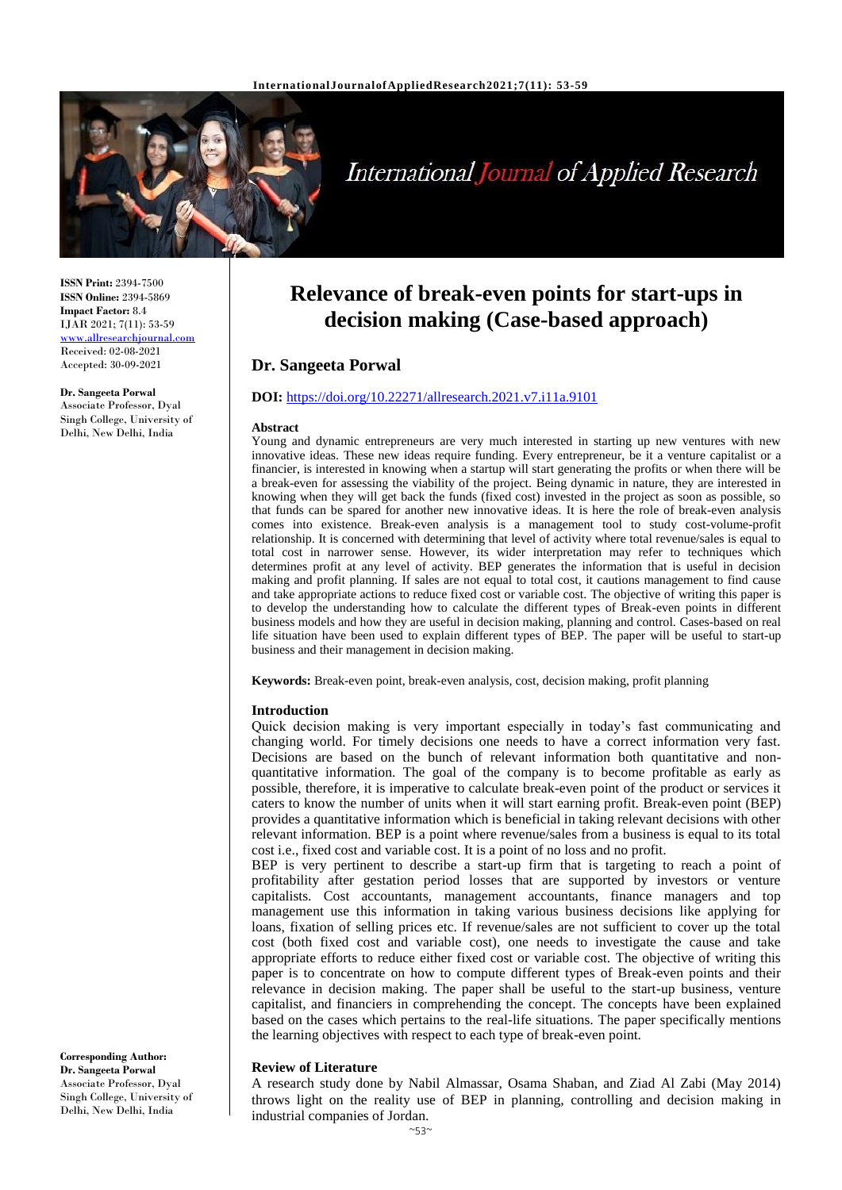# Relevance of break-even points for start-ups in decision making (Case-based approach)

## Dr. Sangeeta Porwal

**DOI:** https://doi.org/10.22271/allresearch.2021.v7.i11a.9101

**ISSN Print:** 2394-7500
**ISSN Online:** 2394-5869
**Impact Factor:** 8.4
IJAR 2021; 7(11): 53-59
www.allresearchjournal.com
Received: 02-08-2021
Accepted: 30-09-2021

**Dr. Sangeeta Porwal**
Associate Professor, Dyal Singh College, University of Delhi, New Delhi, India

**Corresponding Author:**
**Dr. Sangeeta Porwal**
Associate Professor, Dyal Singh College, University of Delhi, New Delhi, India

### Abstract

Young and dynamic entrepreneurs are very much interested in starting up new ventures with new innovative ideas. These new ideas require funding. Every entrepreneur, be it a venture capitalist or a financier, is interested in knowing when a startup will start generating the profits or when there will be a break-even for assessing the viability of the project. Being dynamic in nature, they are interested in knowing when they will get back the funds (fixed cost) invested in the project as soon as possible, so that funds can be spared for another new innovative ideas. It is here the role of break-even analysis comes into existence. Break-even analysis is a management tool to study cost-volume-profit relationship. It is concerned with determining that level of activity where total revenue/sales is equal to total cost in narrower sense. However, its wider interpretation may refer to techniques which determines profit at any level of activity. BEP generates the information that is useful in decision making and profit planning. If sales are not equal to total cost, it cautions management to find cause and take appropriate actions to reduce fixed cost or variable cost. The objective of writing this paper is to develop the understanding how to calculate the different types of Break-even points in different business models and how they are useful in decision making, planning and control. Cases-based on real life situation have been used to explain different types of BEP. The paper will be useful to start-up business and their management in decision making.

**Keywords:** Break-even point, break-even analysis, cost, decision making, profit planning

### Introduction

Quick decision making is very important especially in today's fast communicating and changing world. For timely decisions one needs to have a correct information very fast. Decisions are based on the bunch of relevant information both quantitative and non-quantitative information. The goal of the company is to become profitable as early as possible, therefore, it is imperative to calculate break-even point of the product or services it caters to know the number of units when it will start earning profit. Break-even point (BEP) provides a quantitative information which is beneficial in taking relevant decisions with other relevant information. BEP is a point where revenue/sales from a business is equal to its total cost i.e., fixed cost and variable cost. It is a point of no loss and no profit.

BEP is very pertinent to describe a start-up firm that is targeting to reach a point of profitability after gestation period losses that are supported by investors or venture capitalists. Cost accountants, management accountants, finance managers and top management use this information in taking various business decisions like applying for loans, fixation of selling prices etc. If revenue/sales are not sufficient to cover up the total cost (both fixed cost and variable cost), one needs to investigate the cause and take appropriate efforts to reduce either fixed cost or variable cost. The objective of writing this paper is to concentrate on how to compute different types of Break-even points and their relevance in decision making. The paper shall be useful to the start-up business, venture capitalist, and financiers in comprehending the concept. The concepts have been explained based on the cases which pertains to the real-life situations. The paper specifically mentions the learning objectives with respect to each type of break-even point.

### Review of Literature

A research study done by Nabil Almassar, Osama Shaban, and Ziad Al Zabi (May 2014) throws light on the reality use of BEP in planning, controlling and decision making in industrial companies of Jordan.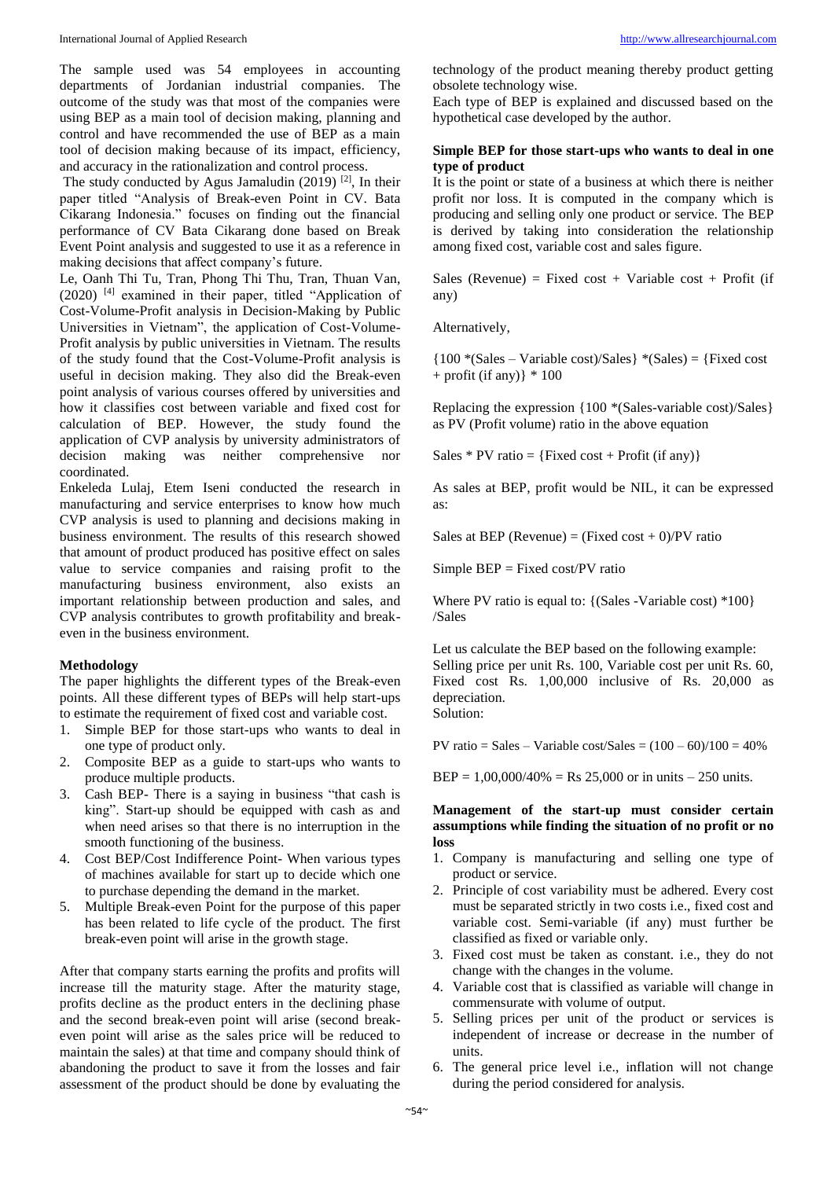The sample used was 54 employees in accounting departments of Jordanian industrial companies. The outcome of the study was that most of the companies were using BEP as a main tool of decision making, planning and control and have recommended the use of BEP as a main tool of decision making because of its impact, efficiency, and accuracy in the rationalization and control process.

The study conducted by Agus Jamaludin (2019) [2], In their paper titled "Analysis of Break-even Point in CV. Bata Cikarang Indonesia." focuses on finding out the financial performance of CV Bata Cikarang done based on Break Event Point analysis and suggested to use it as a reference in making decisions that affect company's future.

Le, Oanh Thi Tu, Tran, Phong Thi Thu, Tran, Thuan Van, (2020) [4] examined in their paper, titled "Application of Cost-Volume-Profit analysis in Decision-Making by Public Universities in Vietnam", the application of Cost-Volume-Profit analysis by public universities in Vietnam. The results of the study found that the Cost-Volume-Profit analysis is useful in decision making. They also did the Break-even point analysis of various courses offered by universities and how it classifies cost between variable and fixed cost for calculation of BEP. However, the study found the application of CVP analysis by university administrators of decision making was neither comprehensive nor coordinated.

Enkeleda Lulaj, Etem Iseni conducted the research in manufacturing and service enterprises to know how much CVP analysis is used to planning and decisions making in business environment. The results of this research showed that amount of product produced has positive effect on sales value to service companies and raising profit to the manufacturing business environment, also exists an important relationship between production and sales, and CVP analysis contributes to growth profitability and break-even in the business environment.

## Methodology

The paper highlights the different types of the Break-even points. All these different types of BEPs will help start-ups to estimate the requirement of fixed cost and variable cost.

1. Simple BEP for those start-ups who wants to deal in one type of product only.
2. Composite BEP as a guide to start-ups who wants to produce multiple products.
3. Cash BEP- There is a saying in business "that cash is king". Start-up should be equipped with cash as and when need arises so that there is no interruption in the smooth functioning of the business.
4. Cost BEP/Cost Indifference Point- When various types of machines available for start up to decide which one to purchase depending the demand in the market.
5. Multiple Break-even Point for the purpose of this paper has been related to life cycle of the product. The first break-even point will arise in the growth stage.

After that company starts earning the profits and profits will increase till the maturity stage. After the maturity stage, profits decline as the product enters in the declining phase and the second break-even point will arise (second break-even point will arise as the sales price will be reduced to maintain the sales) at that time and company should think of abandoning the product to save it from the losses and fair assessment of the product should be done by evaluating the technology of the product meaning thereby product getting obsolete technology wise.

Each type of BEP is explained and discussed based on the hypothetical case developed by the author.

### Simple BEP for those start-ups who wants to deal in one type of product

It is the point or state of a business at which there is neither profit nor loss. It is computed in the company which is producing and selling only one product or service. The BEP is derived by taking into consideration the relationship among fixed cost, variable cost and sales figure.

Sales (Revenue) = Fixed cost + Variable cost + Profit (if any)

Alternatively,

{100 *(Sales – Variable cost)/Sales} *(Sales) = {Fixed cost + profit (if any)} * 100

Replacing the expression {100 *(Sales-variable cost)/Sales} as PV (Profit volume) ratio in the above equation

Sales * PV ratio = {Fixed cost + Profit (if any)}

As sales at BEP, profit would be NIL, it can be expressed as:

Sales at BEP (Revenue) = (Fixed cost + 0)/PV ratio

Simple BEP = Fixed cost/PV ratio

Where PV ratio is equal to: {(Sales -Variable cost) *100} /Sales

Let us calculate the BEP based on the following example:
Selling price per unit Rs. 100, Variable cost per unit Rs. 60, Fixed cost Rs. 1,00,000 inclusive of Rs. 20,000 as depreciation.
Solution:

PV ratio = Sales – Variable cost/Sales = (100 – 60)/100 = 40%

BEP = 1,00,000/40% = Rs 25,000 or in units – 250 units.

### Management of the start-up must consider certain assumptions while finding the situation of no profit or no loss

1. Company is manufacturing and selling one type of product or service.
2. Principle of cost variability must be adhered. Every cost must be separated strictly in two costs i.e., fixed cost and variable cost. Semi-variable (if any) must further be classified as fixed or variable only.
3. Fixed cost must be taken as constant. i.e., they do not change with the changes in the volume.
4. Variable cost that is classified as variable will change in commensurate with volume of output.
5. Selling prices per unit of the product or services is independent of increase or decrease in the number of units.
6. The general price level i.e., inflation will not change during the period considered for analysis.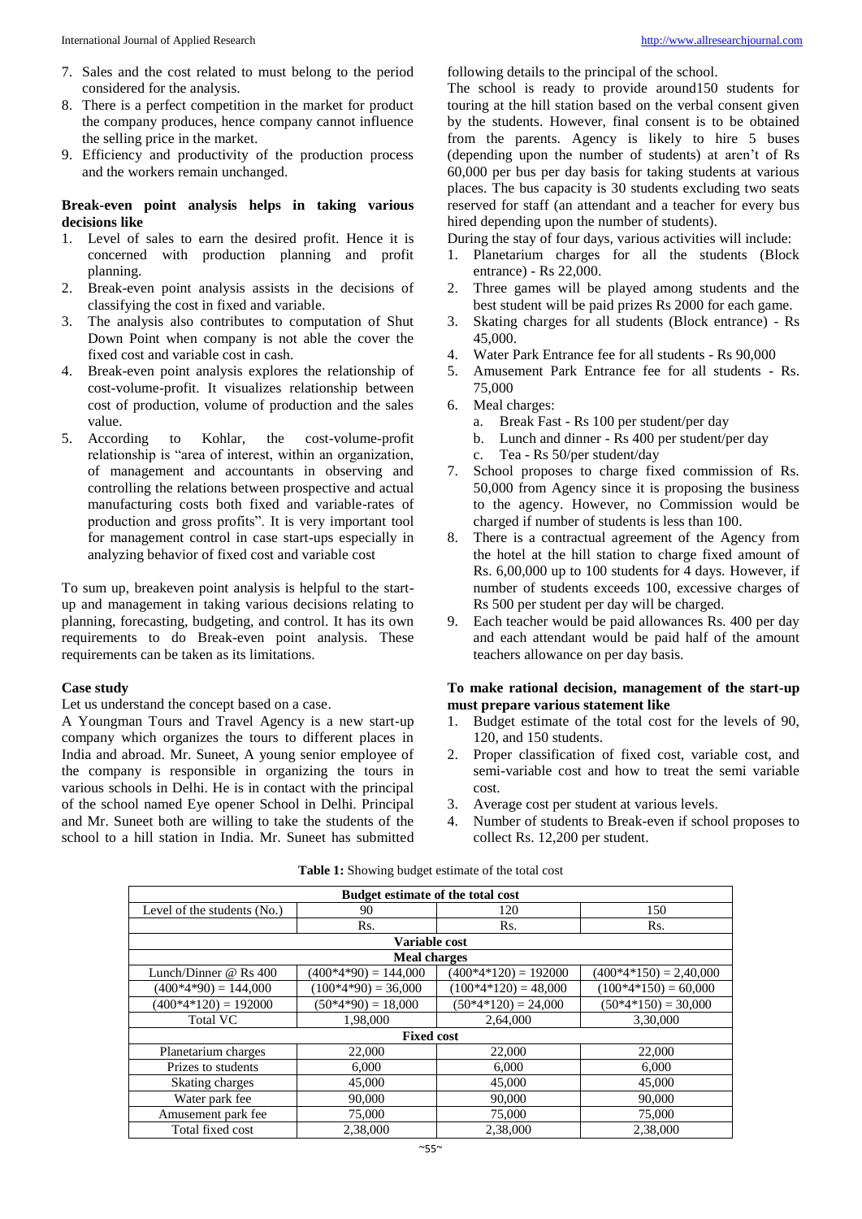7. Sales and the cost related to must belong to the period considered for the analysis.
8. There is a perfect competition in the market for product the company produces, hence company cannot influence the selling price in the market.
9. Efficiency and productivity of the production process and the workers remain unchanged.

**Break-even point analysis helps in taking various decisions like**

1. Level of sales to earn the desired profit. Hence it is concerned with production planning and profit planning.
2. Break-even point analysis assists in the decisions of classifying the cost in fixed and variable.
3. The analysis also contributes to computation of Shut Down Point when company is not able the cover the fixed cost and variable cost in cash.
4. Break-even point analysis explores the relationship of cost-volume-profit. It visualizes relationship between cost of production, volume of production and the sales value.
5. According to Kohlar, the cost-volume-profit relationship is "area of interest, within an organization, of management and accountants in observing and controlling the relations between prospective and actual manufacturing costs both fixed and variable-rates of production and gross profits". It is very important tool for management control in case start-ups especially in analyzing behavior of fixed cost and variable cost

To sum up, breakeven point analysis is helpful to the start-up and management in taking various decisions relating to planning, forecasting, budgeting, and control. It has its own requirements to do Break-even point analysis. These requirements can be taken as its limitations.

**Case study**

Let us understand the concept based on a case.

A Youngman Tours and Travel Agency is a new start-up company which organizes the tours to different places in India and abroad. Mr. Suneet, A young senior employee of the company is responsible in organizing the tours in various schools in Delhi. He is in contact with the principal of the school named Eye opener School in Delhi. Principal and Mr. Suneet both are willing to take the students of the school to a hill station in India. Mr. Suneet has submitted following details to the principal of the school.

The school is ready to provide around150 students for touring at the hill station based on the verbal consent given by the students. However, final consent is to be obtained from the parents. Agency is likely to hire 5 buses (depending upon the number of students) at aren't of Rs 60,000 per bus per day basis for taking students at various places. The bus capacity is 30 students excluding two seats reserved for staff (an attendant and a teacher for every bus hired depending upon the number of students).

During the stay of four days, various activities will include:

1. Planetarium charges for all the students (Block entrance) - Rs 22,000.
2. Three games will be played among students and the best student will be paid prizes Rs 2000 for each game.
3. Skating charges for all students (Block entrance) - Rs 45,000.
4. Water Park Entrance fee for all students - Rs 90,000
5. Amusement Park Entrance fee for all students - Rs. 75,000
6. Meal charges:
   a. Break Fast - Rs 100 per student/per day
   b. Lunch and dinner - Rs 400 per student/per day
   c. Tea - Rs 50/per student/day
7. School proposes to charge fixed commission of Rs. 50,000 from Agency since it is proposing the business to the agency. However, no Commission would be charged if number of students is less than 100.
8. There is a contractual agreement of the Agency from the hotel at the hill station to charge fixed amount of Rs. 6,00,000 up to 100 students for 4 days. However, if number of students exceeds 100, excessive charges of Rs 500 per student per day will be charged.
9. Each teacher would be paid allowances Rs. 400 per day and each attendant would be paid half of the amount teachers allowance on per day basis.

**To make rational decision, management of the start-up must prepare various statement like**

1. Budget estimate of the total cost for the levels of 90, 120, and 150 students.
2. Proper classification of fixed cost, variable cost, and semi-variable cost and how to treat the semi variable cost.
3. Average cost per student at various levels.
4. Number of students to Break-even if school proposes to collect Rs. 12,200 per student.

**Table 1:** Showing budget estimate of the total cost

| Budget estimate of the total cost | | | |
|---|---|---|---|
| Level of the students (No.) | 90 | 120 | 150 |
| | Rs. | Rs. | Rs. |
| **Variable cost** | | | |
| **Meal charges** | | | |
| Lunch/Dinner @ Rs 400 | (400*4*90) = 144,000 | (400*4*120) = 192000 | (400*4*150) = 2,40,000 |
| (400*4*90) = 144,000 | (100*4*90) = 36,000 | (100*4*120) = 48,000 | (100*4*150) = 60,000 |
| (400*4*120) = 192000 | (50*4*90) = 18,000 | (50*4*120) = 24,000 | (50*4*150) = 30,000 |
| Total VC | 1,98,000 | 2,64,000 | 3,30,000 |
| **Fixed cost** | | | |
| Planetarium charges | 22,000 | 22,000 | 22,000 |
| Prizes to students | 6,000 | 6,000 | 6,000 |
| Skating charges | 45,000 | 45,000 | 45,000 |
| Water park fee | 90,000 | 90,000 | 90,000 |
| Amusement park fee | 75,000 | 75,000 | 75,000 |
| Total fixed cost | 2,38,000 | 2,38,000 | 2,38,000 |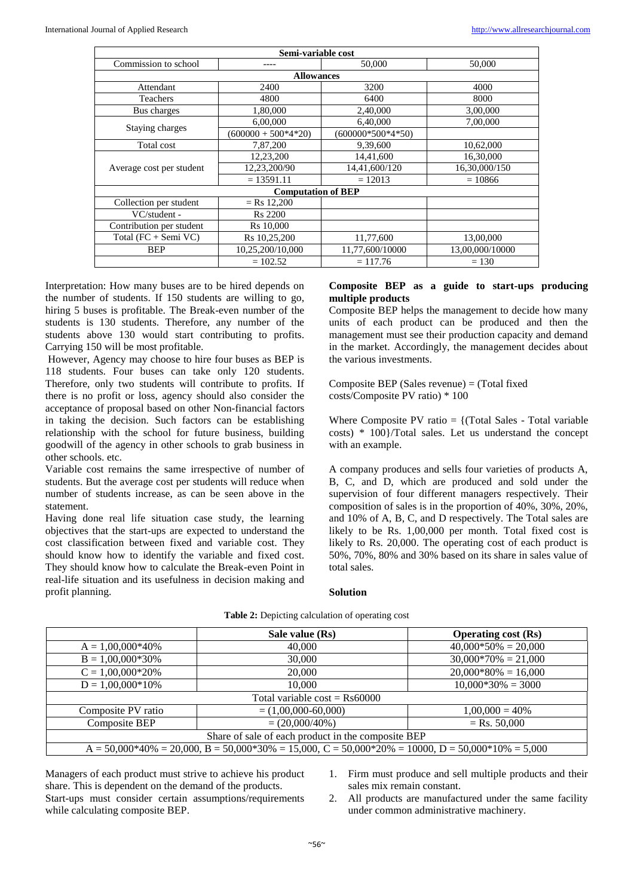| Semi-variable cost | | | |
|---|---|---|---|
| Commission to school | ---- | 50,000 | 50,000 |
| **Allowances** | | | |
| Attendant | 2400 | 3200 | 4000 |
| Teachers | 4800 | 6400 | 8000 |
| Bus charges | 1,80,000 | 2,40,000 | 3,00,000 |
| Staying charges | 6,00,000 | 6,40,000 | 7,00,000 |
| | (600000 + 500*4*20) | (600000*500*4*50) | |
| Total cost | 7,87,200 | 9,39,600 | 10,62,000 |
| Average cost per student | 12,23,200 | 14,41,600 | 16,30,000 |
| | 12,23,200/90 | 14,41,600/120 | 16,30,000/150 |
| | = 13591.11 | = 12013 | = 10866 |
| **Computation of BEP** | | | |
| Collection per student | = Rs 12,200 | | |
| VC/student - | Rs 2200 | | |
| Contribution per student | Rs 10,000 | | |
| Total (FC + Semi VC) | Rs 10,25,200 | 11,77,600 | 13,00,000 |
| BEP | 10,25,200/10,000 | 11,77,600/10000 | 13,00,000/10000 |
| | = 102.52 | = 117.76 | = 130 |

Interpretation: How many buses are to be hired depends on the number of students. If 150 students are willing to go, hiring 5 buses is profitable. The Break-even number of the students is 130 students. Therefore, any number of the students above 130 would start contributing to profits. Carrying 150 will be most profitable.

However, Agency may choose to hire four buses as BEP is 118 students. Four buses can take only 120 students. Therefore, only two students will contribute to profits. If there is no profit or loss, agency should also consider the acceptance of proposal based on other Non-financial factors in taking the decision. Such factors can be establishing relationship with the school for future business, building goodwill of the agency in other schools to grab business in other schools. etc.

Variable cost remains the same irrespective of number of students. But the average cost per students will reduce when number of students increase, as can be seen above in the statement.

Having done real life situation case study, the learning objectives that the start-ups are expected to understand the cost classification between fixed and variable cost. They should know how to identify the variable and fixed cost. They should know how to calculate the Break-even Point in real-life situation and its usefulness in decision making and profit planning.

## Composite BEP as a guide to start-ups producing multiple products

Composite BEP helps the management to decide how many units of each product can be produced and then the management must see their production capacity and demand in the market. Accordingly, the management decides about the various investments.

Composite BEP (Sales revenue) = (Total fixed costs/Composite PV ratio) * 100

Where Composite PV ratio = {(Total Sales - Total variable costs) * 100}/Total sales. Let us understand the concept with an example.

A company produces and sells four varieties of products A, B, C, and D, which are produced and sold under the supervision of four different managers respectively. Their composition of sales is in the proportion of 40%, 30%, 20%, and 10% of A, B, C, and D respectively. The Total sales are likely to be Rs. 1,00,000 per month. Total fixed cost is likely to Rs. 20,000. The operating cost of each product is 50%, 70%, 80% and 30% based on its share in sales value of total sales.

**Solution**

**Table 2:** Depicting calculation of operating cost

| | Sale value (Rs) | Operating cost (Rs) |
|---|---|---|
| A = 1,00,000*40% | 40,000 | 40,000*50% = 20,000 |
| B = 1,00,000*30% | 30,000 | 30,000*70% = 21,000 |
| C = 1,00,000*20% | 20,000 | 20,000*80% = 16,000 |
| D = 1,00,000*10% | 10,000 | 10,000*30% = 3000 |
| Total variable cost = Rs60000 | | |
| Composite PV ratio | = (1,00,000-60,000) | 1,00,000 = 40% |
| Composite BEP | = (20,000/40%) | = Rs. 50,000 |
| Share of sale of each product in the composite BEP | | |
| A = 50,000*40% = 20,000, B = 50,000*30% = 15,000, C = 50,000*20% = 10000, D = 50,000*10% = 5,000 | | |

Managers of each product must strive to achieve his product share. This is dependent on the demand of the products.

Start-ups must consider certain assumptions/requirements while calculating composite BEP.

1. Firm must produce and sell multiple products and their sales mix remain constant.
2. All products are manufactured under the same facility under common administrative machinery.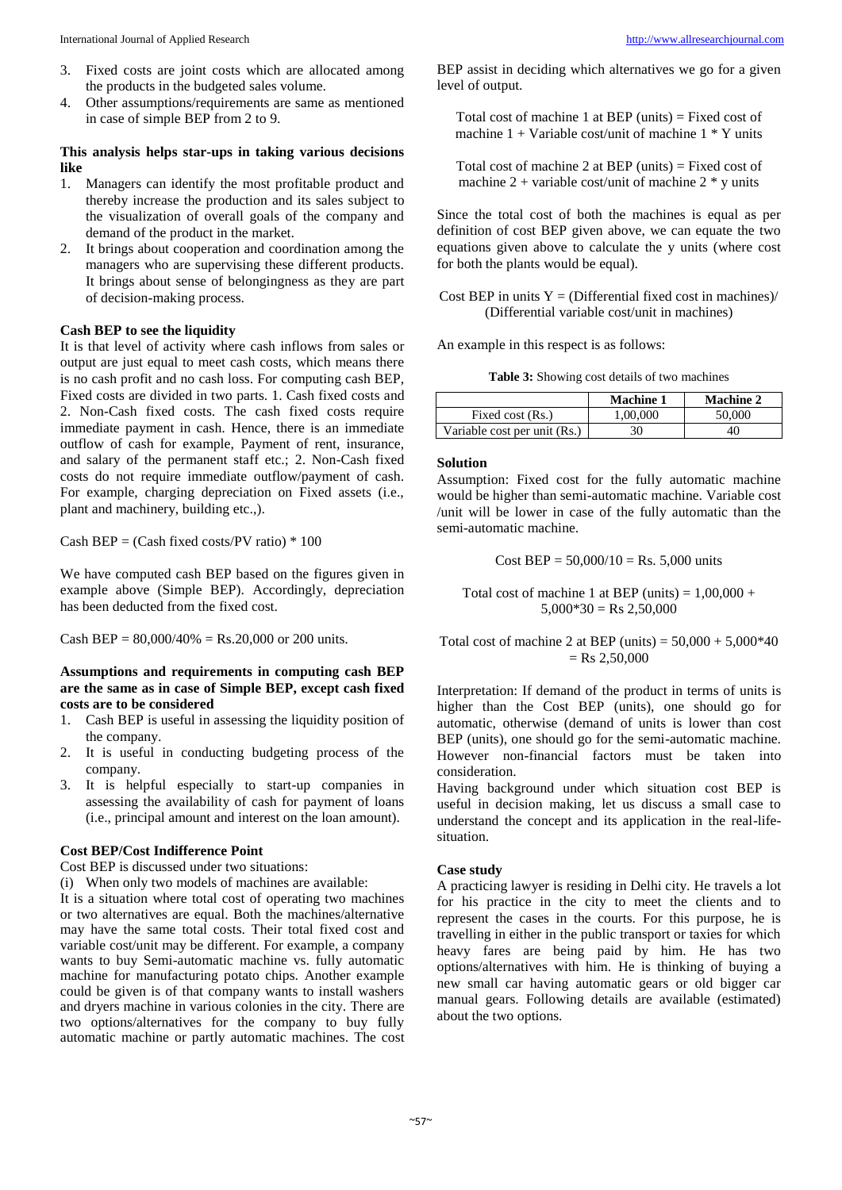3. Fixed costs are joint costs which are allocated among the products in the budgeted sales volume.
4. Other assumptions/requirements are same as mentioned in case of simple BEP from 2 to 9.

**This analysis helps star-ups in taking various decisions like**

1. Managers can identify the most profitable product and thereby increase the production and its sales subject to the visualization of overall goals of the company and demand of the product in the market.
2. It brings about cooperation and coordination among the managers who are supervising these different products. It brings about sense of belongingness as they are part of decision-making process.

**Cash BEP to see the liquidity**

It is that level of activity where cash inflows from sales or output are just equal to meet cash costs, which means there is no cash profit and no cash loss. For computing cash BEP, Fixed costs are divided in two parts. 1. Cash fixed costs and 2. Non-Cash fixed costs. The cash fixed costs require immediate payment in cash. Hence, there is an immediate outflow of cash for example, Payment of rent, insurance, and salary of the permanent staff etc.; 2. Non-Cash fixed costs do not require immediate outflow/payment of cash. For example, charging depreciation on Fixed assets (i.e., plant and machinery, building etc.,).

Cash BEP = (Cash fixed costs/PV ratio) * 100

We have computed cash BEP based on the figures given in example above (Simple BEP). Accordingly, depreciation has been deducted from the fixed cost.

Cash BEP = 80,000/40% = Rs.20,000 or 200 units.

**Assumptions and requirements in computing cash BEP are the same as in case of Simple BEP, except cash fixed costs are to be considered**

1. Cash BEP is useful in assessing the liquidity position of the company.
2. It is useful in conducting budgeting process of the company.
3. It is helpful especially to start-up companies in assessing the availability of cash for payment of loans (i.e., principal amount and interest on the loan amount).

**Cost BEP/Cost Indifference Point**

Cost BEP is discussed under two situations:

(i) When only two models of machines are available:

It is a situation where total cost of operating two machines or two alternatives are equal. Both the machines/alternative may have the same total costs. Their total fixed cost and variable cost/unit may be different. For example, a company wants to buy Semi-automatic machine vs. fully automatic machine for manufacturing potato chips. Another example could be given is of that company wants to install washers and dryers machine in various colonies in the city. There are two options/alternatives for the company to buy fully automatic machine or partly automatic machines. The cost BEP assist in deciding which alternatives we go for a given level of output.

Total cost of machine 1 at BEP (units) = Fixed cost of machine 1 + Variable cost/unit of machine 1 * Y units

Total cost of machine 2 at BEP (units) = Fixed cost of machine 2 + variable cost/unit of machine 2 * y units

Since the total cost of both the machines is equal as per definition of cost BEP given above, we can equate the two equations given above to calculate the y units (where cost for both the plants would be equal).

Cost BEP in units Y = (Differential fixed cost in machines)/(Differential variable cost/unit in machines)

An example in this respect is as follows:

**Table 3:** Showing cost details of two machines

| | Machine 1 | Machine 2 |
|---|---|---|
| Fixed cost (Rs.) | 1,00,000 | 50,000 |
| Variable cost per unit (Rs.) | 30 | 40 |

**Solution**

Assumption: Fixed cost for the fully automatic machine would be higher than semi-automatic machine. Variable cost /unit will be lower in case of the fully automatic than the semi-automatic machine.

Cost BEP = 50,000/10 = Rs. 5,000 units

Total cost of machine 1 at BEP (units) = 1,00,000 + 5,000*30 = Rs 2,50,000

Total cost of machine 2 at BEP (units) = 50,000 + 5,000*40 = Rs 2,50,000

Interpretation: If demand of the product in terms of units is higher than the Cost BEP (units), one should go for automatic, otherwise (demand of units is lower than cost BEP (units), one should go for the semi-automatic machine. However non-financial factors must be taken into consideration.

Having background under which situation cost BEP is useful in decision making, let us discuss a small case to understand the concept and its application in the real-life-situation.

**Case study**

A practicing lawyer is residing in Delhi city. He travels a lot for his practice in the city to meet the clients and to represent the cases in the courts. For this purpose, he is travelling in either in the public transport or taxies for which heavy fares are being paid by him. He has two options/alternatives with him. He is thinking of buying a new small car having automatic gears or old bigger car manual gears. Following details are available (estimated) about the two options.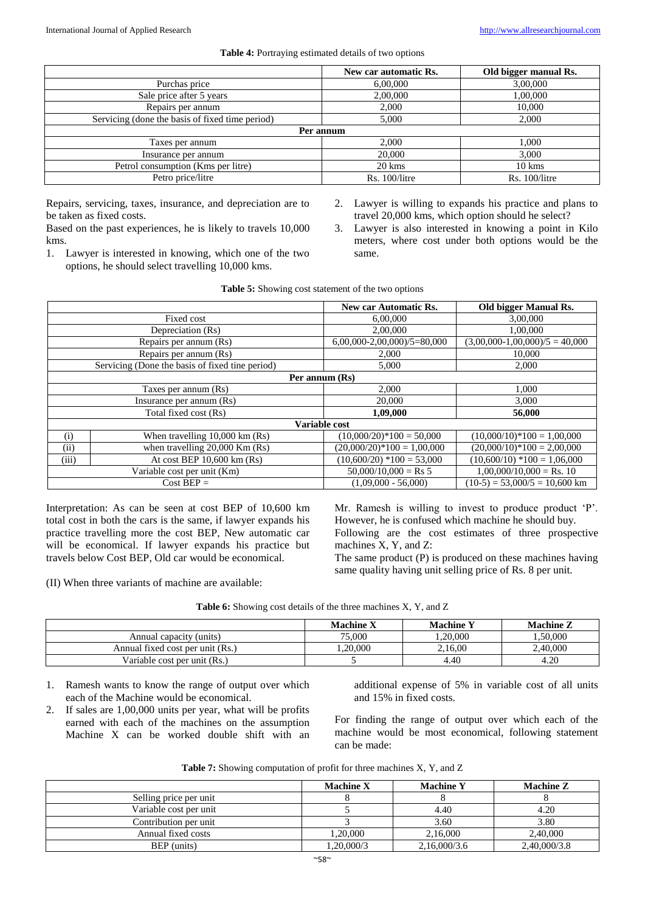**Table 4:** Portraying estimated details of two options

| | New car automatic Rs. | Old bigger manual Rs. |
|---|---|---|
| Purchas price | 6,00,000 | 3,00,000 |
| Sale price after 5 years | 2,00,000 | 1,00,000 |
| Repairs per annum | 2,000 | 10,000 |
| Servicing (done the basis of fixed time period) | 5,000 | 2,000 |
| **Per annum** | | |
| Taxes per annum | 2,000 | 1,000 |
| Insurance per annum | 20,000 | 3,000 |
| Petrol consumption (Kms per litre) | 20 kms | 10 kms |
| Petro price/litre | Rs. 100/litre | Rs. 100/litre |

Repairs, servicing, taxes, insurance, and depreciation are to be taken as fixed costs.

Based on the past experiences, he is likely to travels 10,000 kms.

1. Lawyer is interested in knowing, which one of the two options, he should select travelling 10,000 kms.
2. Lawyer is willing to expands his practice and plans to travel 20,000 kms, which option should he select?
3. Lawyer is also interested in knowing a point in Kilo meters, where cost under both options would be the same.

**Table 5:** Showing cost statement of the two options

| | | New car Automatic Rs. | Old bigger Manual Rs. |
|---|---|---|---|
| Fixed cost | | 6,00,000 | 3,00,000 |
| Depreciation (Rs) | | 2,00,000 | 1,00,000 |
| Repairs per annum (Rs) | | 6,00,000-2,00,000)/5=80,000 | (3,00,000-1,00,000)/5 = 40,000 |
| Repairs per annum (Rs) | | 2,000 | 10,000 |
| Servicing (Done the basis of fixed tine period) | | 5,000 | 2,000 |
| **Per annum (Rs)** | | | |
| Taxes per annum (Rs) | | 2,000 | 1,000 |
| Insurance per annum (Rs) | | 20,000 | 3,000 |
| Total fixed cost (Rs) | | **1,09,000** | **56,000** |
| **Variable cost** | | | |
| (i) | When travelling 10,000 km (Rs) | (10,000/20)*100 = 50,000 | (10,000/10)*100 = 1,00,000 |
| (ii) | when travelling 20,000 Km (Rs) | (20,000/20)*100 = 1,00,000 | (20,000/10)*100 = 2,00,000 |
| (iii) | At cost BEP 10,600 km (Rs) | (10,600/20) *100 = 53,000 | (10,600/10) *100 = 1,06,000 |
| Variable cost per unit (Km) | | 50,000/10,000 = Rs 5 | 1,00,000/10,000 = Rs. 10 |
| Cost BEP = | | (1,09,000 - 56,000) | (10-5) = 53,000/5 = 10,600 km |

Interpretation: As can be seen at cost BEP of 10,600 km total cost in both the cars is the same, if lawyer expands his practice travelling more the cost BEP, New automatic car will be economical. If lawyer expands his practice but travels below Cost BEP, Old car would be economical.

(II) When three variants of machine are available:

Mr. Ramesh is willing to invest to produce product 'P'. However, he is confused which machine he should buy.

Following are the cost estimates of three prospective machines X, Y, and Z:

The same product (P) is produced on these machines having same quality having unit selling price of Rs. 8 per unit.

**Table 6:** Showing cost details of the three machines X, Y, and Z

| | Machine X | Machine Y | Machine Z |
|---|---|---|---|
| Annual capacity (units) | 75,000 | 1,20,000 | 1,50,000 |
| Annual fixed cost per unit (Rs.) | 1,20,000 | 2,16,00 | 2,40,000 |
| Variable cost per unit (Rs.) | 5 | 4.40 | 4.20 |

1. Ramesh wants to know the range of output over which each of the Machine would be economical.
2. If sales are 1,00,000 units per year, what will be profits earned with each of the machines on the assumption Machine X can be worked double shift with an additional expense of 5% in variable cost of all units and 15% in fixed costs.

For finding the range of output over which each of the machine would be most economical, following statement can be made:

**Table 7:** Showing computation of profit for three machines X, Y, and Z

| | Machine X | Machine Y | Machine Z |
|---|---|---|---|
| Selling price per unit | 8 | 8 | 8 |
| Variable cost per unit | 5 | 4.40 | 4.20 |
| Contribution per unit | 3 | 3.60 | 3.80 |
| Annual fixed costs | 1,20,000 | 2,16,000 | 2,40,000 |
| BEP (units) | 1,20,000/3 | 2,16,000/3.6 | 2,40,000/3.8 |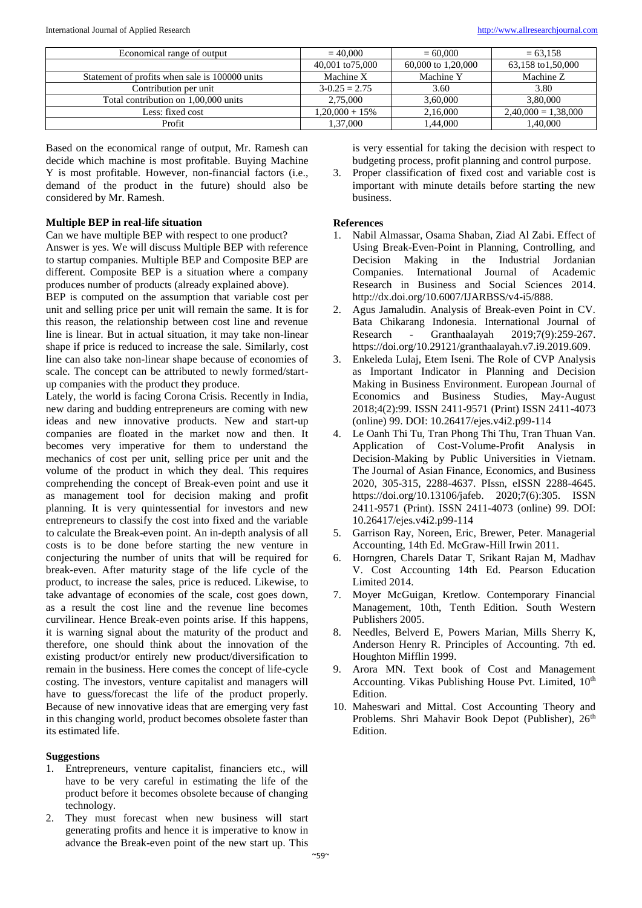| | | | |
|---|---|---|---|
| Economical range of output | = 40,000 | = 60,000 | = 63,158 |
| | 40,001 to75,000 | 60,000 to 1,20,000 | 63,158 to1,50,000 |
| Statement of profits when sale is 100000 units | Machine X | Machine Y | Machine Z |
| Contribution per unit | 3-0.25 = 2.75 | 3.60 | 3.80 |
| Total contribution on 1,00,000 units | 2,75,000 | 3,60,000 | 3,80,000 |
| Less: fixed cost | 1,20,000 + 15% | 2,16,000 | 2,40,000 = 1,38,000 |
| Profit | 1,37,000 | 1,44,000 | 1,40,000 |

Based on the economical range of output, Mr. Ramesh can decide which machine is most profitable. Buying Machine Y is most profitable. However, non-financial factors (i.e., demand of the product in the future) should also be considered by Mr. Ramesh.

**Multiple BEP in real-life situation**

Can we have multiple BEP with respect to one product?

Answer is yes. We will discuss Multiple BEP with reference to startup companies. Multiple BEP and Composite BEP are different. Composite BEP is a situation where a company produces number of products (already explained above).

BEP is computed on the assumption that variable cost per unit and selling price per unit will remain the same. It is for this reason, the relationship between cost line and revenue line is linear. But in actual situation, it may take non-linear shape if price is reduced to increase the sale. Similarly, cost line can also take non-linear shape because of economies of scale. The concept can be attributed to newly formed/start-up companies with the product they produce.

Lately, the world is facing Corona Crisis. Recently in India, new daring and budding entrepreneurs are coming with new ideas and new innovative products. New and start-up companies are floated in the market now and then. It becomes very imperative for them to understand the mechanics of cost per unit, selling price per unit and the volume of the product in which they deal. This requires comprehending the concept of Break-even point and use it as management tool for decision making and profit planning. It is very quintessential for investors and new entrepreneurs to classify the cost into fixed and the variable to calculate the Break-even point. An in-depth analysis of all costs is to be done before starting the new venture in conjecturing the number of units that will be required for break-even. After maturity stage of the life cycle of the product, to increase the sales, price is reduced. Likewise, to take advantage of economies of the scale, cost goes down, as a result the cost line and the revenue line becomes curvilinear. Hence Break-even points arise. If this happens, it is warning signal about the maturity of the product and therefore, one should think about the innovation of the existing product/or entirely new product/diversification to remain in the business. Here comes the concept of life-cycle costing. The investors, venture capitalist and managers will have to guess/forecast the life of the product properly. Because of new innovative ideas that are emerging very fast in this changing world, product becomes obsolete faster than its estimated life.

**Suggestions**

1. Entrepreneurs, venture capitalist, financiers etc., will have to be very careful in estimating the life of the product before it becomes obsolete because of changing technology.
2. They must forecast when new business will start generating profits and hence it is imperative to know in advance the Break-even point of the new start up. This is very essential for taking the decision with respect to budgeting process, profit planning and control purpose.
3. Proper classification of fixed cost and variable cost is important with minute details before starting the new business.

**References**

1. Nabil Almassar, Osama Shaban, Ziad Al Zabi. Effect of Using Break-Even-Point in Planning, Controlling, and Decision Making in the Industrial Jordanian Companies. International Journal of Academic Research in Business and Social Sciences 2014. http://dx.doi.org/10.6007/IJARBSS/v4-i5/888.
2. Agus Jamaludin. Analysis of Break-even Point in CV. Bata Chikarang Indonesia. International Journal of Research - Granthaalayah 2019;7(9):259-267. https://doi.org/10.29121/granthaalayah.v7.i9.2019.609.
3. Enkeleda Lulaj, Etem Iseni. The Role of CVP Analysis as Important Indicator in Planning and Decision Making in Business Environment. European Journal of Economics and Business Studies, May-August 2018;4(2):99. ISSN 2411-9571 (Print) ISSN 2411-4073 (online) 99. DOI: 10.26417/ejes.v4i2.p99-114
4. Le Oanh Thi Tu, Tran Phong Thi Thu, Tran Thuan Van. Application of Cost-Volume-Profit Analysis in Decision-Making by Public Universities in Vietnam. The Journal of Asian Finance, Economics, and Business 2020, 305-315, 2288-4637. PIssn, eISSN 2288-4645. https://doi.org/10.13106/jafeb. 2020;7(6):305. ISSN 2411-9571 (Print). ISSN 2411-4073 (online) 99. DOI: 10.26417/ejes.v4i2.p99-114
5. Garrison Ray, Noreen, Eric, Brewer, Peter. Managerial Accounting, 14th Ed. McGraw-Hill Irwin 2011.
6. Horngren, Charels Datar T, Srikant Rajan M, Madhav V. Cost Accounting 14th Ed. Pearson Education Limited 2014.
7. Moyer McGuigan, Kretlow. Contemporary Financial Management, 10th, Tenth Edition. South Western Publishers 2005.
8. Needles, Belverd E, Powers Marian, Mills Sherry K, Anderson Henry R. Principles of Accounting. 7th ed. Houghton Mifflin 1999.
9. Arora MN. Text book of Cost and Management Accounting. Vikas Publishing House Pvt. Limited, 10th Edition.
10. Maheswari and Mittal. Cost Accounting Theory and Problems. Shri Mahavir Book Depot (Publisher), 26th Edition.